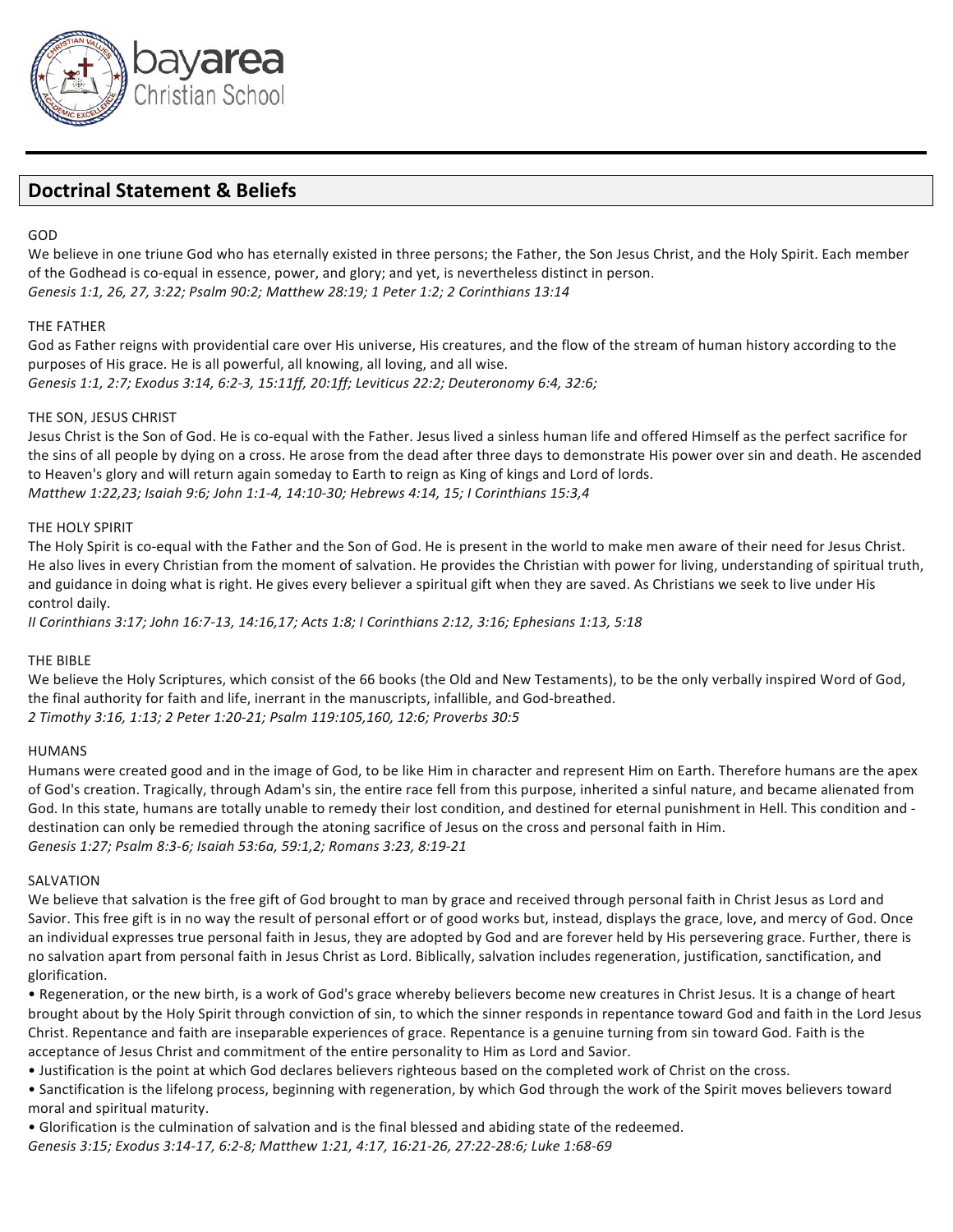# bayarea Christian School

## Doctrinal Statement & Beliefs

GOD

We believe in one triune God who has eternally existed in three persons; the Father, the Son Jesus Christ, and the Holy Spirit. Each member of the Godhead is co-equal in essence, power, and glory; and yet, is nevertheless distinct in person.
*Genesis 1:1, 26, 27, 3:22; Psalm 90:2; Matthew 28:19; 1 Peter 1:2; 2 Corinthians 13:14*

THE FATHER

God as Father reigns with providential care over His universe, His creatures, and the flow of the stream of human history according to the purposes of His grace. He is all powerful, all knowing, all loving, and all wise.
*Genesis 1:1, 2:7; Exodus 3:14, 6:2-3, 15:11ff, 20:1ff; Leviticus 22:2; Deuteronomy 6:4, 32:6;*

THE SON, JESUS CHRIST

Jesus Christ is the Son of God. He is co-equal with the Father. Jesus lived a sinless human life and offered Himself as the perfect sacrifice for the sins of all people by dying on a cross. He arose from the dead after three days to demonstrate His power over sin and death. He ascended to Heaven's glory and will return again someday to Earth to reign as King of kings and Lord of lords.
*Matthew 1:22,23; Isaiah 9:6; John 1:1-4, 14:10-30; Hebrews 4:14, 15; I Corinthians 15:3,4*

THE HOLY SPIRIT

The Holy Spirit is co-equal with the Father and the Son of God. He is present in the world to make men aware of their need for Jesus Christ. He also lives in every Christian from the moment of salvation. He provides the Christian with power for living, understanding of spiritual truth, and guidance in doing what is right. He gives every believer a spiritual gift when they are saved. As Christians we seek to live under His control daily.
*II Corinthians 3:17; John 16:7-13, 14:16,17; Acts 1:8; I Corinthians 2:12, 3:16; Ephesians 1:13, 5:18*

THE BIBLE

We believe the Holy Scriptures, which consist of the 66 books (the Old and New Testaments), to be the only verbally inspired Word of God, the final authority for faith and life, inerrant in the manuscripts, infallible, and God-breathed.
*2 Timothy 3:16, 1:13; 2 Peter 1:20-21; Psalm 119:105,160, 12:6; Proverbs 30:5*

HUMANS

Humans were created good and in the image of God, to be like Him in character and represent Him on Earth. Therefore humans are the apex of God's creation. Tragically, through Adam's sin, the entire race fell from this purpose, inherited a sinful nature, and became alienated from God. In this state, humans are totally unable to remedy their lost condition, and destined for eternal punishment in Hell. This condition and - destination can only be remedied through the atoning sacrifice of Jesus on the cross and personal faith in Him.
*Genesis 1:27; Psalm 8:3-6; Isaiah 53:6a, 59:1,2; Romans 3:23, 8:19-21*

SALVATION

We believe that salvation is the free gift of God brought to man by grace and received through personal faith in Christ Jesus as Lord and Savior. This free gift is in no way the result of personal effort or of good works but, instead, displays the grace, love, and mercy of God. Once an individual expresses true personal faith in Jesus, they are adopted by God and are forever held by His persevering grace. Further, there is no salvation apart from personal faith in Jesus Christ as Lord. Biblically, salvation includes regeneration, justification, sanctification, and glorification.

- Regeneration, or the new birth, is a work of God's grace whereby believers become new creatures in Christ Jesus. It is a change of heart brought about by the Holy Spirit through conviction of sin, to which the sinner responds in repentance toward God and faith in the Lord Jesus Christ. Repentance and faith are inseparable experiences of grace. Repentance is a genuine turning from sin toward God. Faith is the acceptance of Jesus Christ and commitment of the entire personality to Him as Lord and Savior.
- Justification is the point at which God declares believers righteous based on the completed work of Christ on the cross.
- Sanctification is the lifelong process, beginning with regeneration, by which God through the work of the Spirit moves believers toward moral and spiritual maturity.
- Glorification is the culmination of salvation and is the final blessed and abiding state of the redeemed.

*Genesis 3:15; Exodus 3:14-17, 6:2-8; Matthew 1:21, 4:17, 16:21-26, 27:22-28:6; Luke 1:68-69*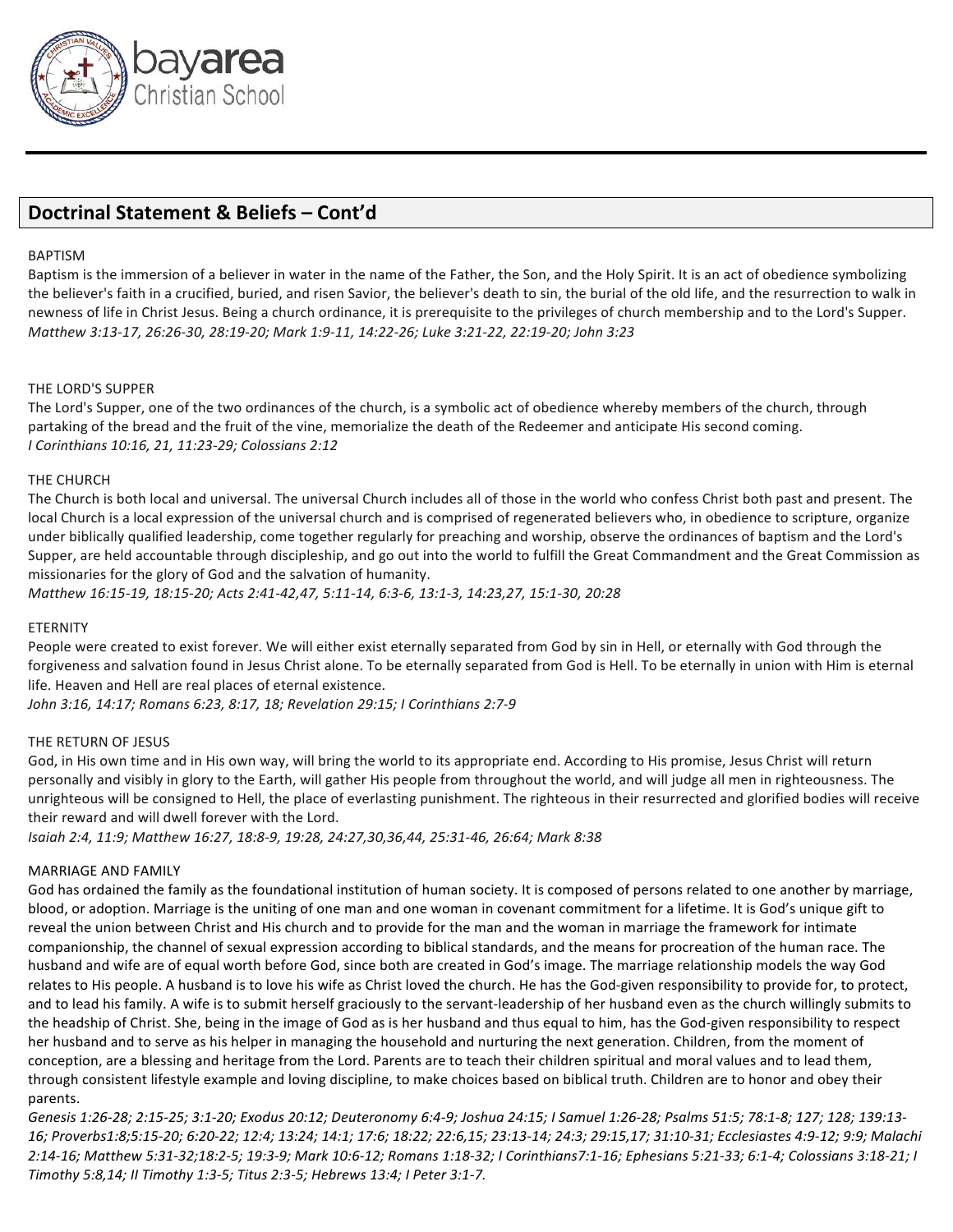## Doctrinal Statement & Beliefs – Cont'd

BAPTISM

Baptism is the immersion of a believer in water in the name of the Father, the Son, and the Holy Spirit. It is an act of obedience symbolizing the believer's faith in a crucified, buried, and risen Savior, the believer's death to sin, the burial of the old life, and the resurrection to walk in newness of life in Christ Jesus. Being a church ordinance, it is prerequisite to the privileges of church membership and to the Lord's Supper.
*Matthew 3:13-17, 26:26-30, 28:19-20; Mark 1:9-11, 14:22-26; Luke 3:21-22, 22:19-20; John 3:23*

THE LORD'S SUPPER

The Lord's Supper, one of the two ordinances of the church, is a symbolic act of obedience whereby members of the church, through partaking of the bread and the fruit of the vine, memorialize the death of the Redeemer and anticipate His second coming.
*I Corinthians 10:16, 21, 11:23-29; Colossians 2:12*

THE CHURCH

The Church is both local and universal. The universal Church includes all of those in the world who confess Christ both past and present. The local Church is a local expression of the universal church and is comprised of regenerated believers who, in obedience to scripture, organize under biblically qualified leadership, come together regularly for preaching and worship, observe the ordinances of baptism and the Lord's Supper, are held accountable through discipleship, and go out into the world to fulfill the Great Commandment and the Great Commission as missionaries for the glory of God and the salvation of humanity.
*Matthew 16:15-19, 18:15-20; Acts 2:41-42,47, 5:11-14, 6:3-6, 13:1-3, 14:23,27, 15:1-30, 20:28*

ETERNITY

People were created to exist forever. We will either exist eternally separated from God by sin in Hell, or eternally with God through the forgiveness and salvation found in Jesus Christ alone. To be eternally separated from God is Hell. To be eternally in union with Him is eternal life. Heaven and Hell are real places of eternal existence.
*John 3:16, 14:17; Romans 6:23, 8:17, 18; Revelation 29:15; I Corinthians 2:7-9*

THE RETURN OF JESUS

God, in His own time and in His own way, will bring the world to its appropriate end. According to His promise, Jesus Christ will return personally and visibly in glory to the Earth, will gather His people from throughout the world, and will judge all men in righteousness. The unrighteous will be consigned to Hell, the place of everlasting punishment. The righteous in their resurrected and glorified bodies will receive their reward and will dwell forever with the Lord.
*Isaiah 2:4, 11:9; Matthew 16:27, 18:8-9, 19:28, 24:27,30,36,44, 25:31-46, 26:64; Mark 8:38*

MARRIAGE AND FAMILY

God has ordained the family as the foundational institution of human society. It is composed of persons related to one another by marriage, blood, or adoption. Marriage is the uniting of one man and one woman in covenant commitment for a lifetime. It is God's unique gift to reveal the union between Christ and His church and to provide for the man and the woman in marriage the framework for intimate companionship, the channel of sexual expression according to biblical standards, and the means for procreation of the human race. The husband and wife are of equal worth before God, since both are created in God's image. The marriage relationship models the way God relates to His people. A husband is to love his wife as Christ loved the church. He has the God-given responsibility to provide for, to protect, and to lead his family. A wife is to submit herself graciously to the servant-leadership of her husband even as the church willingly submits to the headship of Christ. She, being in the image of God as is her husband and thus equal to him, has the God-given responsibility to respect her husband and to serve as his helper in managing the household and nurturing the next generation. Children, from the moment of conception, are a blessing and heritage from the Lord. Parents are to teach their children spiritual and moral values and to lead them, through consistent lifestyle example and loving discipline, to make choices based on biblical truth. Children are to honor and obey their parents.
*Genesis 1:26-28; 2:15-25; 3:1-20; Exodus 20:12; Deuteronomy 6:4-9; Joshua 24:15; I Samuel 1:26-28; Psalms 51:5; 78:1-8; 127; 128; 139:13-16; Proverbs1:8;5:15-20; 6:20-22; 12:4; 13:24; 14:1; 17:6; 18:22; 22:6,15; 23:13-14; 24:3; 29:15,17; 31:10-31; Ecclesiastes 4:9-12; 9:9; Malachi 2:14-16; Matthew 5:31-32;18:2-5; 19:3-9; Mark 10:6-12; Romans 1:18-32; I Corinthians7:1-16; Ephesians 5:21-33; 6:1-4; Colossians 3:18-21; I Timothy 5:8,14; II Timothy 1:3-5; Titus 2:3-5; Hebrews 13:4; I Peter 3:1-7.*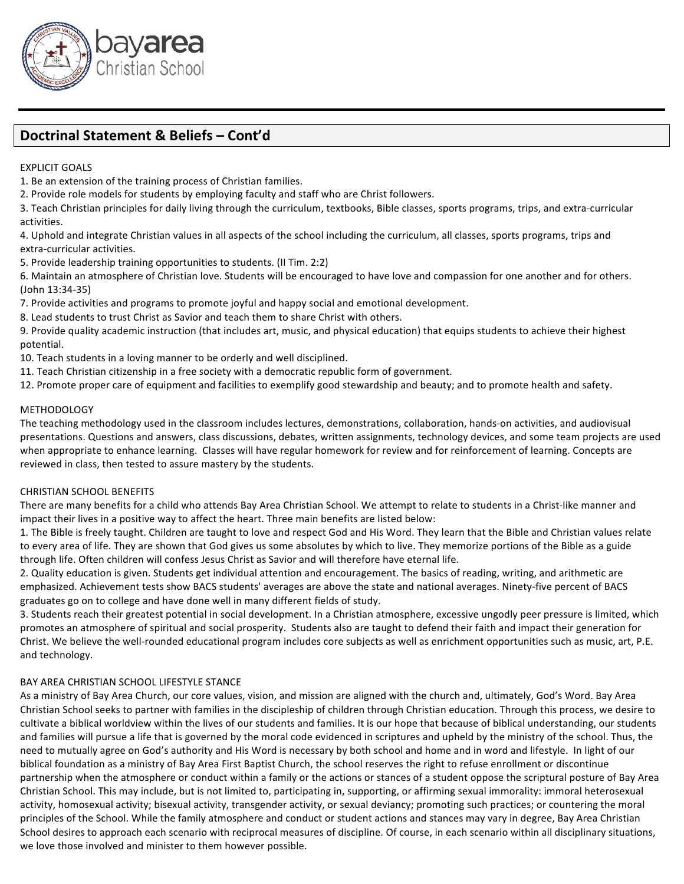## Doctrinal Statement & Beliefs – Cont'd

EXPLICIT GOALS

1. Be an extension of the training process of Christian families.
2. Provide role models for students by employing faculty and staff who are Christ followers.
3. Teach Christian principles for daily living through the curriculum, textbooks, Bible classes, sports programs, trips, and extra-curricular activities.
4. Uphold and integrate Christian values in all aspects of the school including the curriculum, all classes, sports programs, trips and extra-curricular activities.
5. Provide leadership training opportunities to students. (II Tim. 2:2)
6. Maintain an atmosphere of Christian love. Students will be encouraged to have love and compassion for one another and for others. (John 13:34-35)
7. Provide activities and programs to promote joyful and happy social and emotional development.
8. Lead students to trust Christ as Savior and teach them to share Christ with others.
9. Provide quality academic instruction (that includes art, music, and physical education) that equips students to achieve their highest potential.
10. Teach students in a loving manner to be orderly and well disciplined.
11. Teach Christian citizenship in a free society with a democratic republic form of government.
12. Promote proper care of equipment and facilities to exemplify good stewardship and beauty; and to promote health and safety.

METHODOLOGY

The teaching methodology used in the classroom includes lectures, demonstrations, collaboration, hands-on activities, and audiovisual presentations. Questions and answers, class discussions, debates, written assignments, technology devices, and some team projects are used when appropriate to enhance learning. Classes will have regular homework for review and for reinforcement of learning. Concepts are reviewed in class, then tested to assure mastery by the students.

CHRISTIAN SCHOOL BENEFITS

There are many benefits for a child who attends Bay Area Christian School. We attempt to relate to students in a Christ-like manner and impact their lives in a positive way to affect the heart. Three main benefits are listed below:

1. The Bible is freely taught. Children are taught to love and respect God and His Word. They learn that the Bible and Christian values relate to every area of life. They are shown that God gives us some absolutes by which to live. They memorize portions of the Bible as a guide through life. Often children will confess Jesus Christ as Savior and will therefore have eternal life.
2. Quality education is given. Students get individual attention and encouragement. The basics of reading, writing, and arithmetic are emphasized. Achievement tests show BACS students' averages are above the state and national averages. Ninety-five percent of BACS graduates go on to college and have done well in many different fields of study.
3. Students reach their greatest potential in social development. In a Christian atmosphere, excessive ungodly peer pressure is limited, which promotes an atmosphere of spiritual and social prosperity. Students also are taught to defend their faith and impact their generation for Christ. We believe the well-rounded educational program includes core subjects as well as enrichment opportunities such as music, art, P.E. and technology.

BAY AREA CHRISTIAN SCHOOL LIFESTYLE STANCE

As a ministry of Bay Area Church, our core values, vision, and mission are aligned with the church and, ultimately, God's Word. Bay Area Christian School seeks to partner with families in the discipleship of children through Christian education. Through this process, we desire to cultivate a biblical worldview within the lives of our students and families. It is our hope that because of biblical understanding, our students and families will pursue a life that is governed by the moral code evidenced in scriptures and upheld by the ministry of the school. Thus, the need to mutually agree on God's authority and His Word is necessary by both school and home and in word and lifestyle. In light of our biblical foundation as a ministry of Bay Area First Baptist Church, the school reserves the right to refuse enrollment or discontinue partnership when the atmosphere or conduct within a family or the actions or stances of a student oppose the scriptural posture of Bay Area Christian School. This may include, but is not limited to, participating in, supporting, or affirming sexual immorality: immoral heterosexual activity, homosexual activity; bisexual activity, transgender activity, or sexual deviancy; promoting such practices; or countering the moral principles of the School. While the family atmosphere and conduct or student actions and stances may vary in degree, Bay Area Christian School desires to approach each scenario with reciprocal measures of discipline. Of course, in each scenario within all disciplinary situations, we love those involved and minister to them however possible.